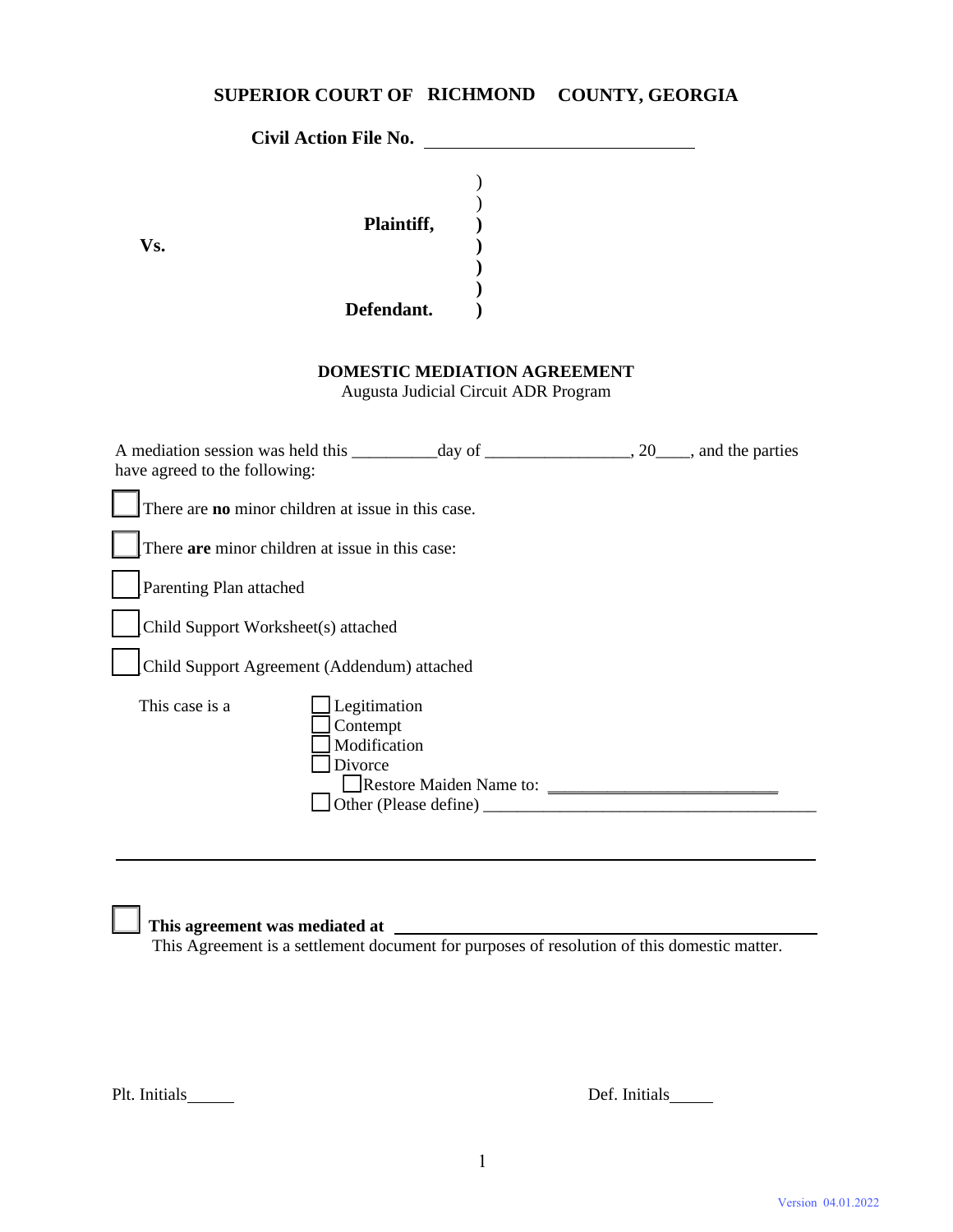**SUPERIOR COURT OF RICHMOND COUNTY, GEORGIA**

**Civil Action File No.** ______________________________

| | | |
|---|---|---|
| | | ) |
| | | ) |
| | **Plaintiff,** | ) |
| **Vs.** | | ) |
| | | ) |
| | | ) |
| | **Defendant.** | ) |

## DOMESTIC MEDIATION AGREEMENT

Augusta Judicial Circuit ADR Program

A mediation session was held this __________day of _________________, 20____, and the parties have agreed to the following:

☐ There are **no** minor children at issue in this case.

☐ There **are** minor children at issue in this case:

☐ Parenting Plan attached

☐ Child Support Worksheet(s) attached

☐ Child Support Agreement (Addendum) attached

This case is a
- ☐ Legitimation
- ☐ Contempt
- ☐ Modification
- ☐ Divorce
  - ☐ Restore Maiden Name to: ___________________________
- ☐ Other (Please define) _______________________________________

_______________________________________________________________________________

☐ **This agreement was mediated at** ________________________________________________

This Agreement is a settlement document for purposes of resolution of this domestic matter.

Plt. Initials_____ Def. Initials_____

Version 04.01.2022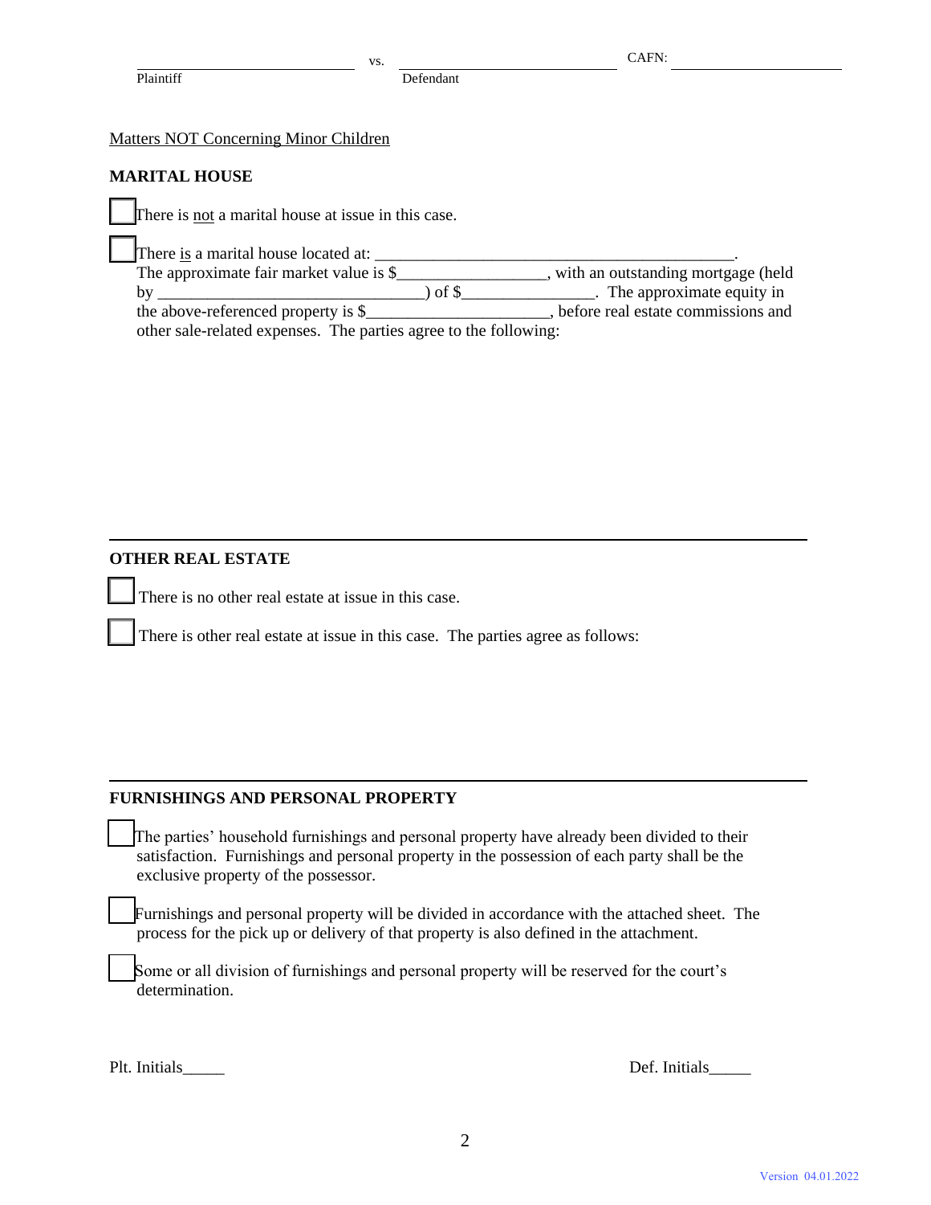_____________________________ vs. _____________________________ CAFN: ____________________
Plaintiff Defendant

Matters NOT Concerning Minor Children

**MARITAL HOUSE**

☐ There is not a marital house at issue in this case.

☐ There is a marital house located at: _____________________________________________.
The approximate fair market value is $_________________, with an outstanding mortgage (held by ________________________________) of $________________. The approximate equity in the above-referenced property is $_____________________, before real estate commissions and other sale-related expenses. The parties agree to the following:

---

**OTHER REAL ESTATE**

☐ There is no other real estate at issue in this case.

☐ There is other real estate at issue in this case. The parties agree as follows:

---

**FURNISHINGS AND PERSONAL PROPERTY**

☐ The parties' household furnishings and personal property have already been divided to their satisfaction. Furnishings and personal property in the possession of each party shall be the exclusive property of the possessor.

☐ Furnishings and personal property will be divided in accordance with the attached sheet. The process for the pick up or delivery of that property is also defined in the attachment.

☐ Some or all division of furnishings and personal property will be reserved for the court's determination.

Plt. Initials_____ Def. Initials_____

Version 04.01.2022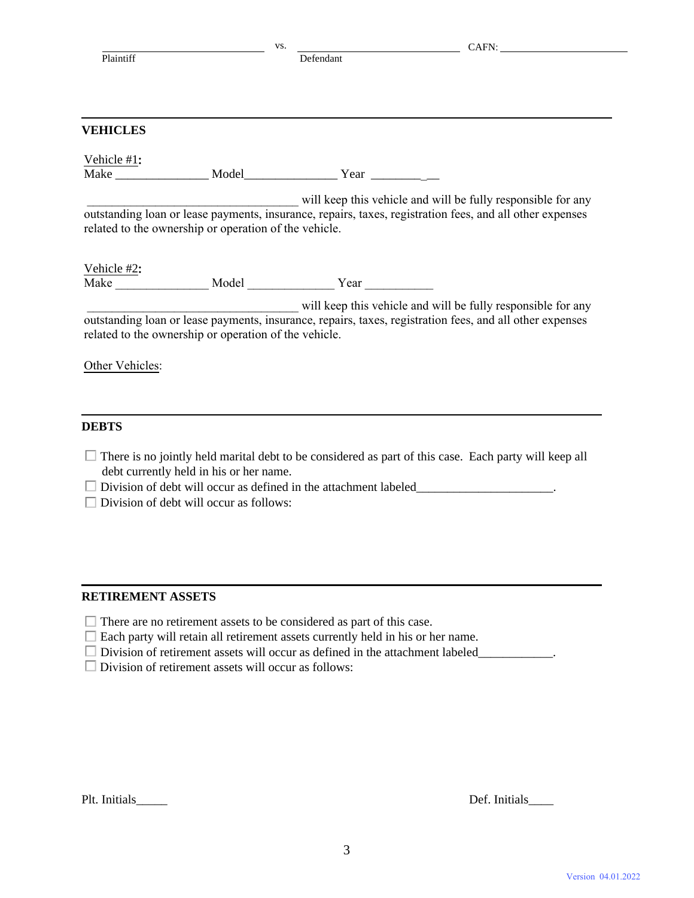_______________________________ vs. _______________________________ CAFN: ___________________________
Plaintiff Defendant

## VEHICLES

Vehicle #1:
Make _______________ Model_______________ Year ___________

___________________________________ will keep this vehicle and will be fully responsible for any outstanding loan or lease payments, insurance, repairs, taxes, registration fees, and all other expenses related to the ownership or operation of the vehicle.

Vehicle #2:
Make _______________ Model ______________ Year ___________

___________________________________ will keep this vehicle and will be fully responsible for any outstanding loan or lease payments, insurance, repairs, taxes, registration fees, and all other expenses related to the ownership or operation of the vehicle.

Other Vehicles:

## DEBTS

☐ There is no jointly held marital debt to be considered as part of this case. Each party will keep all debt currently held in his or her name.
☐ Division of debt will occur as defined in the attachment labeled______________________.
☐ Division of debt will occur as follows:

## RETIREMENT ASSETS

☐ There are no retirement assets to be considered as part of this case.
☐ Each party will retain all retirement assets currently held in his or her name.
☐ Division of retirement assets will occur as defined in the attachment labeled____________.
☐ Division of retirement assets will occur as follows:

Plt. Initials_____ Def. Initials____

Version 04.01.2022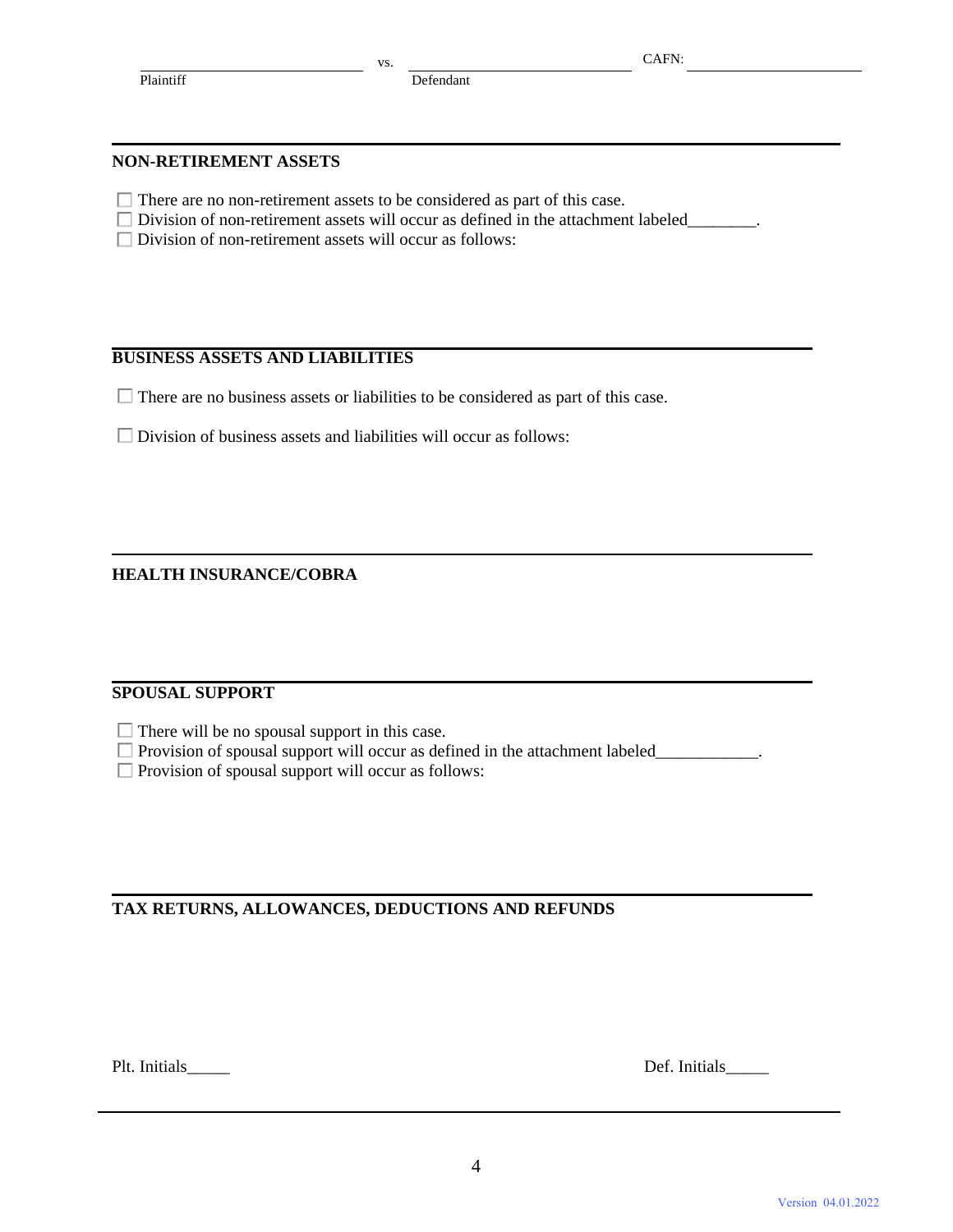_____________________________ vs. _____________________________ CAFN: _____________________
Plaintiff Defendant

## NON-RETIREMENT ASSETS

☐ There are no non-retirement assets to be considered as part of this case.
☐ Division of non-retirement assets will occur as defined in the attachment labeled________.
☐ Division of non-retirement assets will occur as follows:

## BUSINESS ASSETS AND LIABILITIES

☐ There are no business assets or liabilities to be considered as part of this case.

☐ Division of business assets and liabilities will occur as follows:

## HEALTH INSURANCE/COBRA

## SPOUSAL SUPPORT

☐ There will be no spousal support in this case.
☐ Provision of spousal support will occur as defined in the attachment labeled____________.
☐ Provision of spousal support will occur as follows:

## TAX RETURNS, ALLOWANCES, DEDUCTIONS AND REFUNDS

Plt. Initials_____ Def. Initials_____

Version 04.01.2022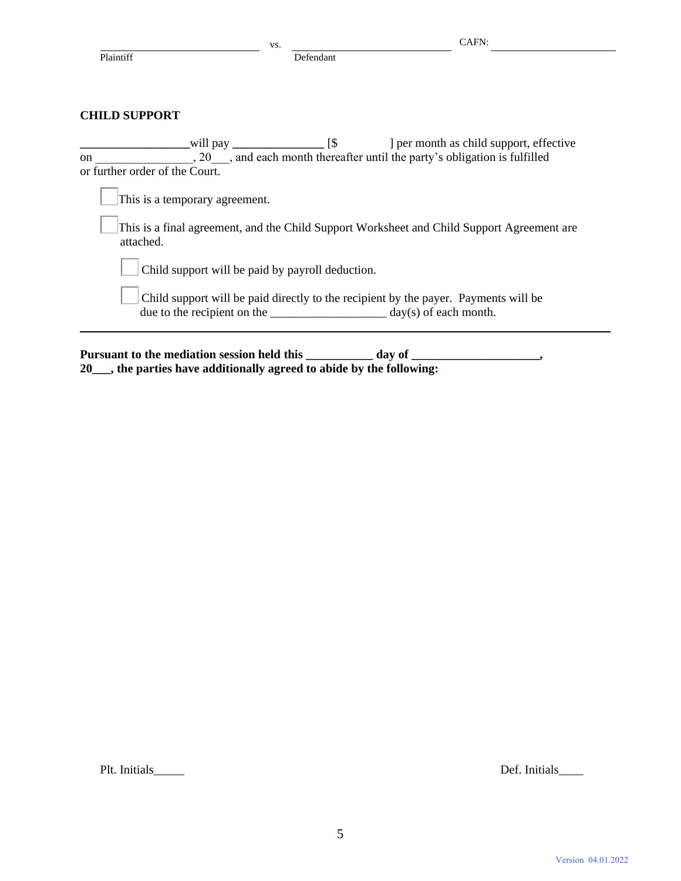______________________________ vs. ______________________________ CAFN: ______________________

Plaintiff Defendant

**CHILD SUPPORT**

__________________will pay ______________ [$ ] per month as child support, effective on ________________, 20___, and each month thereafter until the party's obligation is fulfilled or further order of the Court.

☐ This is a temporary agreement.

☐ This is a final agreement, and the Child Support Worksheet and Child Support Agreement are attached.

- ☐ Child support will be paid by payroll deduction.
- ☐ Child support will be paid directly to the recipient by the payer. Payments will be due to the recipient on the ___________________ day(s) of each month.

---

**Pursuant to the mediation session held this ___________ day of ____________________, 20___, the parties have additionally agreed to abide by the following:**

Plt. Initials_____ Def. Initials____

Version 04.01.2022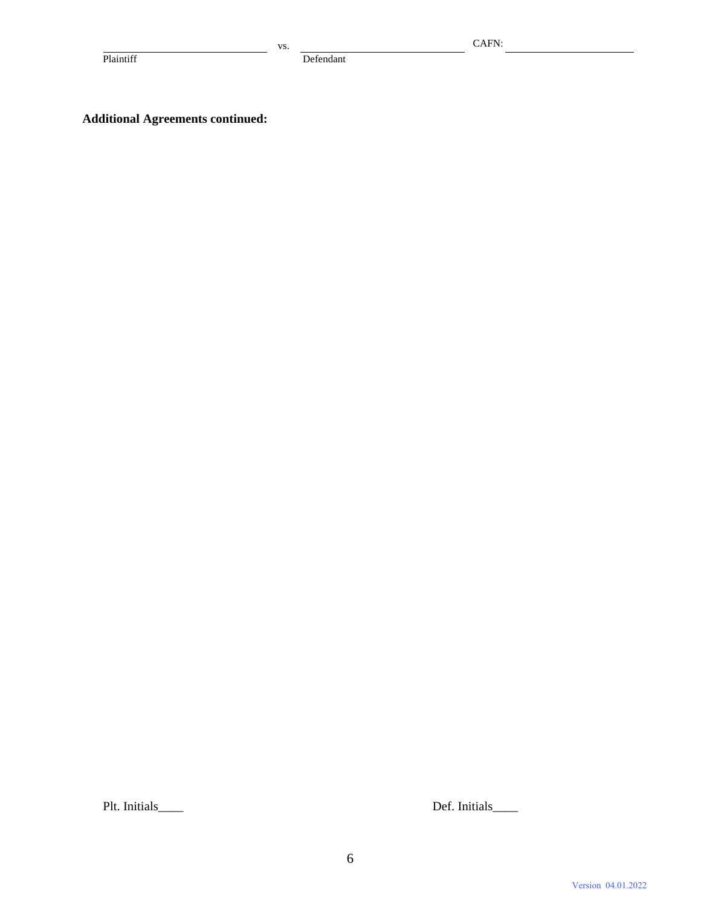______________________ vs. ______________________ CAFN: ______________
Plaintiff Defendant

**Additional Agreements continued:**

Plt. Initials____ Def. Initials____

Version 04.01.2022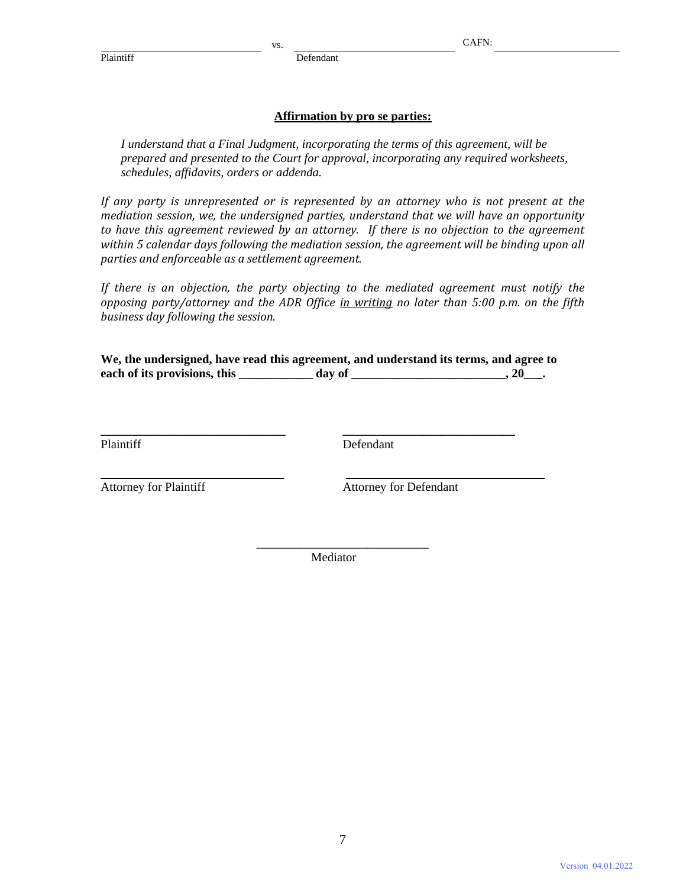\_\_\_\_\_\_\_\_\_\_\_\_\_\_\_\_\_\_\_\_\_\_\_\_ vs. \_\_\_\_\_\_\_\_\_\_\_\_\_\_\_\_\_\_\_\_\_\_\_\_ CAFN: \_\_\_\_\_\_\_\_\_\_\_\_\_\_\_\_\_\_\_\_

Plaintiff Defendant

**Affirmation by pro se parties:**

*I understand that a Final Judgment, incorporating the terms of this agreement, will be prepared and presented to the Court for approval, incorporating any required worksheets, schedules, affidavits, orders or addenda.*

*If any party is unrepresented or is represented by an attorney who is not present at the mediation session, we, the undersigned parties, understand that we will have an opportunity to have this agreement reviewed by an attorney. If there is no objection to the agreement within 5 calendar days following the mediation session, the agreement will be binding upon all parties and enforceable as a settlement agreement.*

*If there is an objection, the party objecting to the mediated agreement must notify the opposing party/attorney and the ADR Office* in writing *no later than 5:00 p.m. on the fifth business day following the session.*

**We, the undersigned, have read this agreement, and understand its terms, and agree to each of its provisions, this \_\_\_\_\_\_\_\_\_\_\_\_ day of \_\_\_\_\_\_\_\_\_\_\_\_\_\_\_\_\_\_\_\_\_\_\_\_\_, 20\_\_\_.**

\_\_\_\_\_\_\_\_\_\_\_\_\_\_\_\_\_\_\_\_\_\_\_\_\_\_\_\_ \_\_\_\_\_\_\_\_\_\_\_\_\_\_\_\_\_\_\_\_\_\_\_\_\_\_\_\_

Plaintiff Defendant

\_\_\_\_\_\_\_\_\_\_\_\_\_\_\_\_\_\_\_\_\_\_\_\_\_\_\_\_ \_\_\_\_\_\_\_\_\_\_\_\_\_\_\_\_\_\_\_\_\_\_\_\_\_\_\_\_

Attorney for Plaintiff Attorney for Defendant

\_\_\_\_\_\_\_\_\_\_\_\_\_\_\_\_\_\_\_\_\_\_\_\_\_\_\_\_

Mediator

Version 04.01.2022